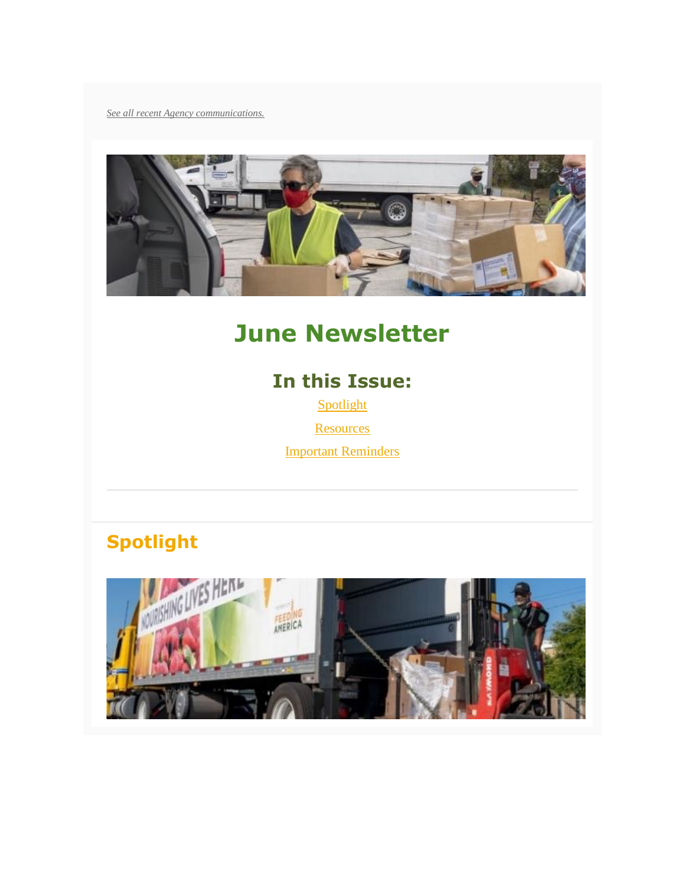*See all recent Agency communications.*

# June Newsletter

## In this Issue:

Spotlight

Resources

Important Reminders

---

## Spotlight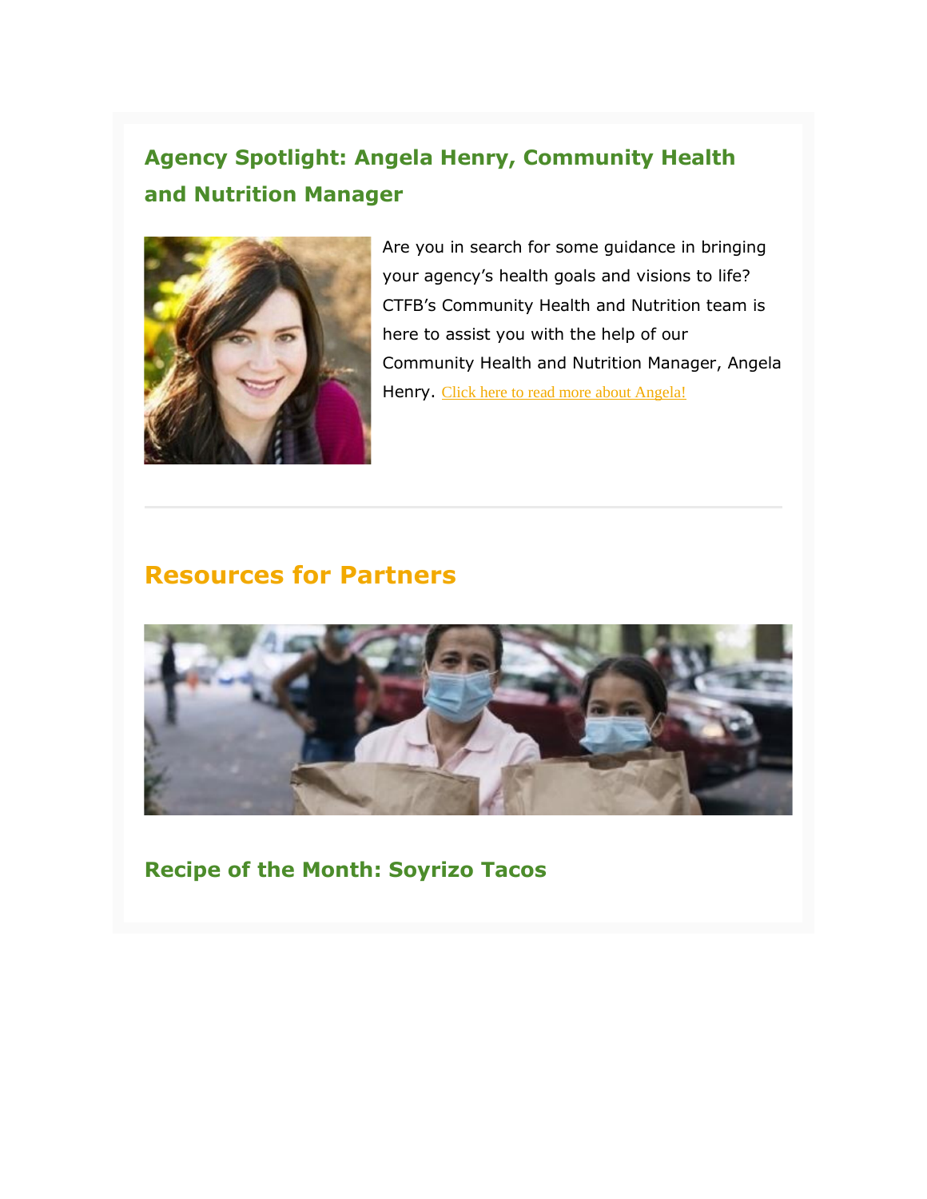## Agency Spotlight: Angela Henry, Community Health and Nutrition Manager

Are you in search for some guidance in bringing your agency's health goals and visions to life? CTFB's Community Health and Nutrition team is here to assist you with the help of our Community Health and Nutrition Manager, Angela Henry. Click here to read more about Angela!

# Resources for Partners

### Recipe of the Month: Soyrizo Tacos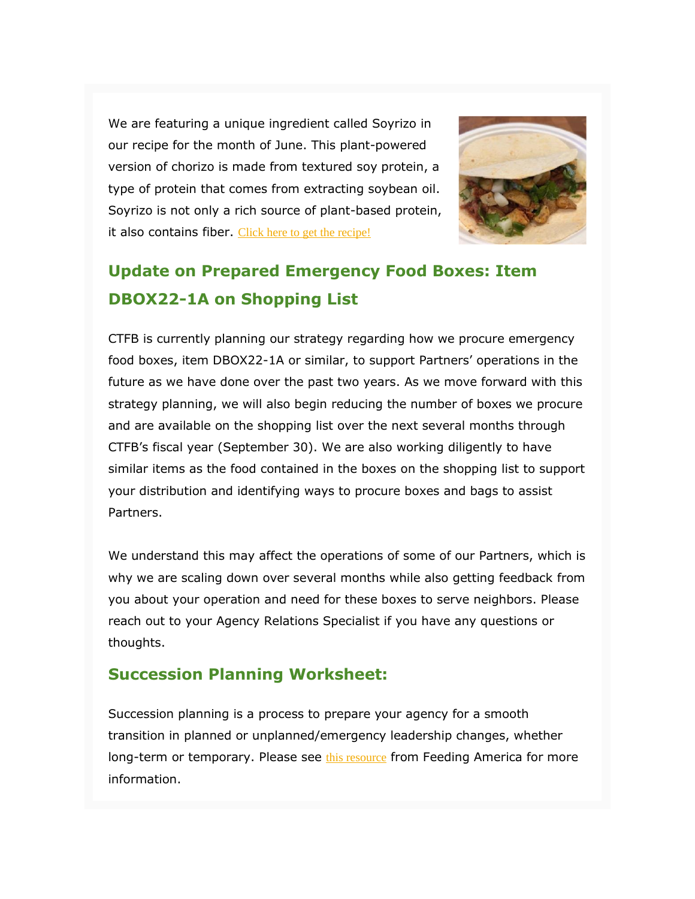We are featuring a unique ingredient called Soyrizo in our recipe for the month of June. This plant-powered version of chorizo is made from textured soy protein, a type of protein that comes from extracting soybean oil. Soyrizo is not only a rich source of plant-based protein, it also contains fiber. Click here to get the recipe!

## Update on Prepared Emergency Food Boxes: Item DBOX22-1A on Shopping List

CTFB is currently planning our strategy regarding how we procure emergency food boxes, item DBOX22-1A or similar, to support Partners' operations in the future as we have done over the past two years. As we move forward with this strategy planning, we will also begin reducing the number of boxes we procure and are available on the shopping list over the next several months through CTFB's fiscal year (September 30). We are also working diligently to have similar items as the food contained in the boxes on the shopping list to support your distribution and identifying ways to procure boxes and bags to assist Partners.

We understand this may affect the operations of some of our Partners, which is why we are scaling down over several months while also getting feedback from you about your operation and need for these boxes to serve neighbors. Please reach out to your Agency Relations Specialist if you have any questions or thoughts.

## Succession Planning Worksheet:

Succession planning is a process to prepare your agency for a smooth transition in planned or unplanned/emergency leadership changes, whether long-term or temporary. Please see this resource from Feeding America for more information.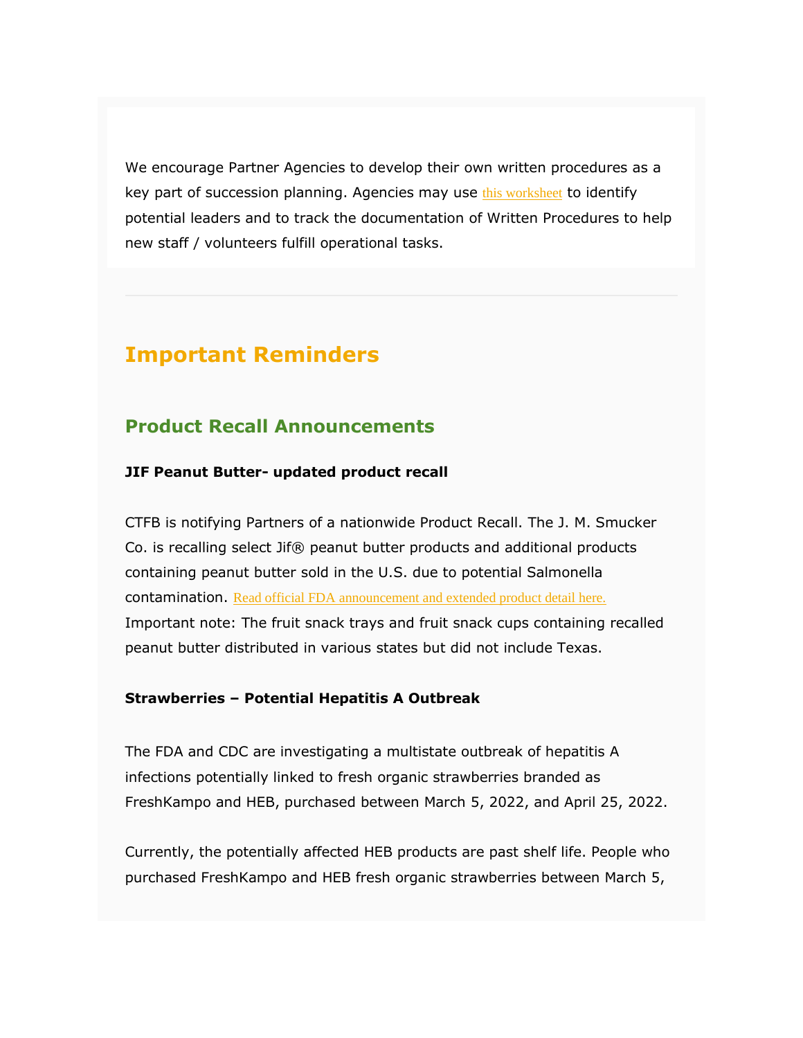We encourage Partner Agencies to develop their own written procedures as a key part of succession planning. Agencies may use this worksheet to identify potential leaders and to track the documentation of Written Procedures to help new staff / volunteers fulfill operational tasks.

---

# Important Reminders

## Product Recall Announcements

**JIF Peanut Butter- updated product recall**

CTFB is notifying Partners of a nationwide Product Recall. The J. M. Smucker Co. is recalling select Jif® peanut butter products and additional products containing peanut butter sold in the U.S. due to potential Salmonella contamination. Read official FDA announcement and extended product detail here. Important note: The fruit snack trays and fruit snack cups containing recalled peanut butter distributed in various states but did not include Texas.

**Strawberries – Potential Hepatitis A Outbreak**

The FDA and CDC are investigating a multistate outbreak of hepatitis A infections potentially linked to fresh organic strawberries branded as FreshKampo and HEB, purchased between March 5, 2022, and April 25, 2022.

Currently, the potentially affected HEB products are past shelf life. People who purchased FreshKampo and HEB fresh organic strawberries between March 5,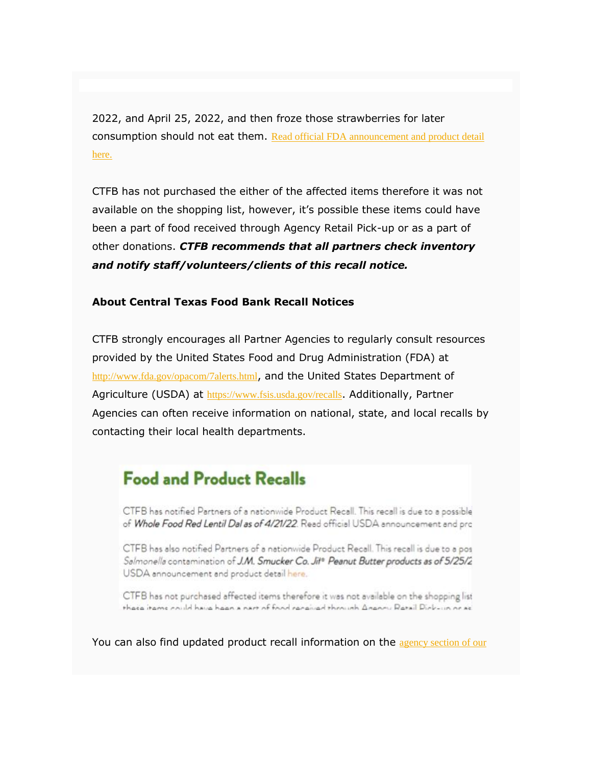2022, and April 25, 2022, and then froze those strawberries for later consumption should not eat them. [Read official FDA announcement and product detail here.]

CTFB has not purchased the either of the affected items therefore it was not available on the shopping list, however, it's possible these items could have been a part of food received through Agency Retail Pick-up or as a part of other donations. ***CTFB recommends that all partners check inventory and notify staff/volunteers/clients of this recall notice.***

**About Central Texas Food Bank Recall Notices**

CTFB strongly encourages all Partner Agencies to regularly consult resources provided by the United States Food and Drug Administration (FDA) at http://www.fda.gov/opacom/7alerts.html, and the United States Department of Agriculture (USDA) at https://www.fsis.usda.gov/recalls. Additionally, Partner Agencies can often receive information on national, state, and local recalls by contacting their local health departments.

## Food and Product Recalls

CTFB has notified Partners of a nationwide Product Recall. This recall is due to a possible of *Whole Food Red Lentil Dal as of 4/21/22*. Read official USDA announcement and pro

CTFB has also notified Partners of a nationwide Product Recall. This recall is due to a pos *Salmonella* contamination of ***J.M. Smucker Co. Jif® Peanut Butter products as of 5/25/2*** USDA announcement and product detail here.

CTFB has not purchased affected items therefore it was not available on the shopping list these items could have been a part of food received through Agency Retail Pick-up or as

You can also find updated product recall information on the agency section of our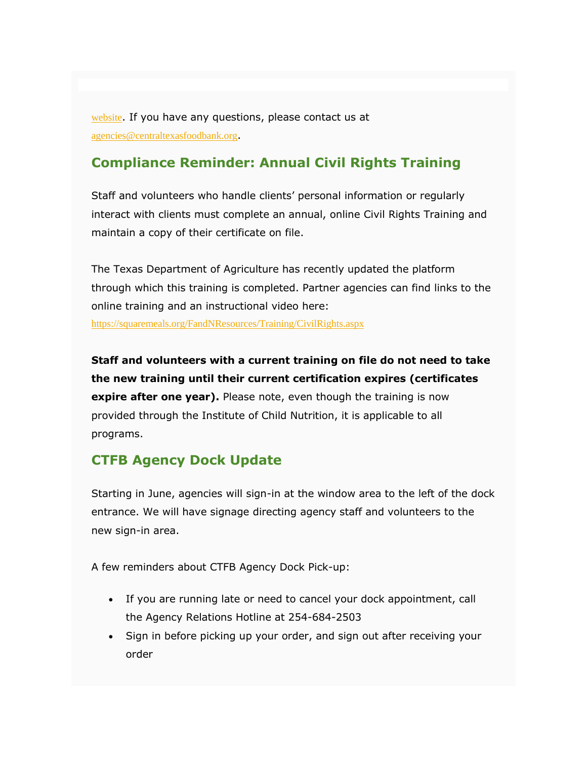website. If you have any questions, please contact us at agencies@centraltexasfoodbank.org.

## Compliance Reminder: Annual Civil Rights Training

Staff and volunteers who handle clients' personal information or regularly interact with clients must complete an annual, online Civil Rights Training and maintain a copy of their certificate on file.

The Texas Department of Agriculture has recently updated the platform through which this training is completed. Partner agencies can find links to the online training and an instructional video here: https://squaremeals.org/FandNResources/Training/CivilRights.aspx

**Staff and volunteers with a current training on file do not need to take the new training until their current certification expires (certificates expire after one year).** Please note, even though the training is now provided through the Institute of Child Nutrition, it is applicable to all programs.

## CTFB Agency Dock Update

Starting in June, agencies will sign-in at the window area to the left of the dock entrance. We will have signage directing agency staff and volunteers to the new sign-in area.

A few reminders about CTFB Agency Dock Pick-up:

- If you are running late or need to cancel your dock appointment, call the Agency Relations Hotline at 254-684-2503
- Sign in before picking up your order, and sign out after receiving your order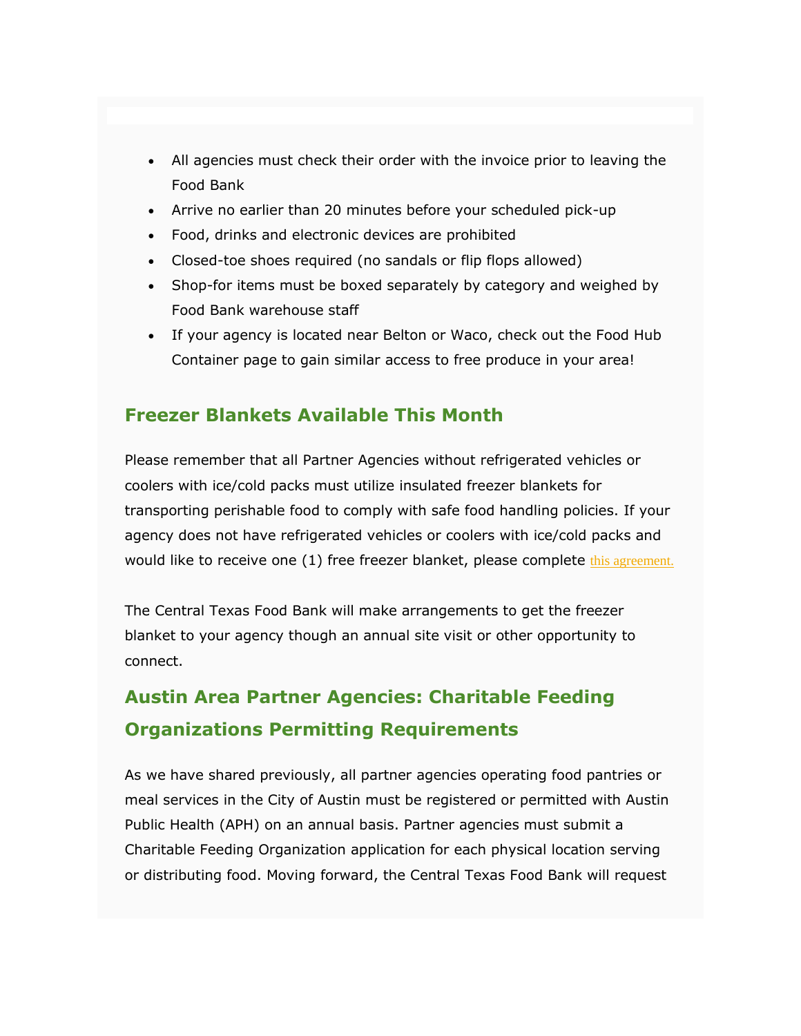- All agencies must check their order with the invoice prior to leaving the Food Bank
- Arrive no earlier than 20 minutes before your scheduled pick-up
- Food, drinks and electronic devices are prohibited
- Closed-toe shoes required (no sandals or flip flops allowed)
- Shop-for items must be boxed separately by category and weighed by Food Bank warehouse staff
- If your agency is located near Belton or Waco, check out the Food Hub Container page to gain similar access to free produce in your area!

## Freezer Blankets Available This Month

Please remember that all Partner Agencies without refrigerated vehicles or coolers with ice/cold packs must utilize insulated freezer blankets for transporting perishable food to comply with safe food handling policies. If your agency does not have refrigerated vehicles or coolers with ice/cold packs and would like to receive one (1) free freezer blanket, please complete this agreement.

The Central Texas Food Bank will make arrangements to get the freezer blanket to your agency though an annual site visit or other opportunity to connect.

## Austin Area Partner Agencies: Charitable Feeding Organizations Permitting Requirements

As we have shared previously, all partner agencies operating food pantries or meal services in the City of Austin must be registered or permitted with Austin Public Health (APH) on an annual basis. Partner agencies must submit a Charitable Feeding Organization application for each physical location serving or distributing food. Moving forward, the Central Texas Food Bank will request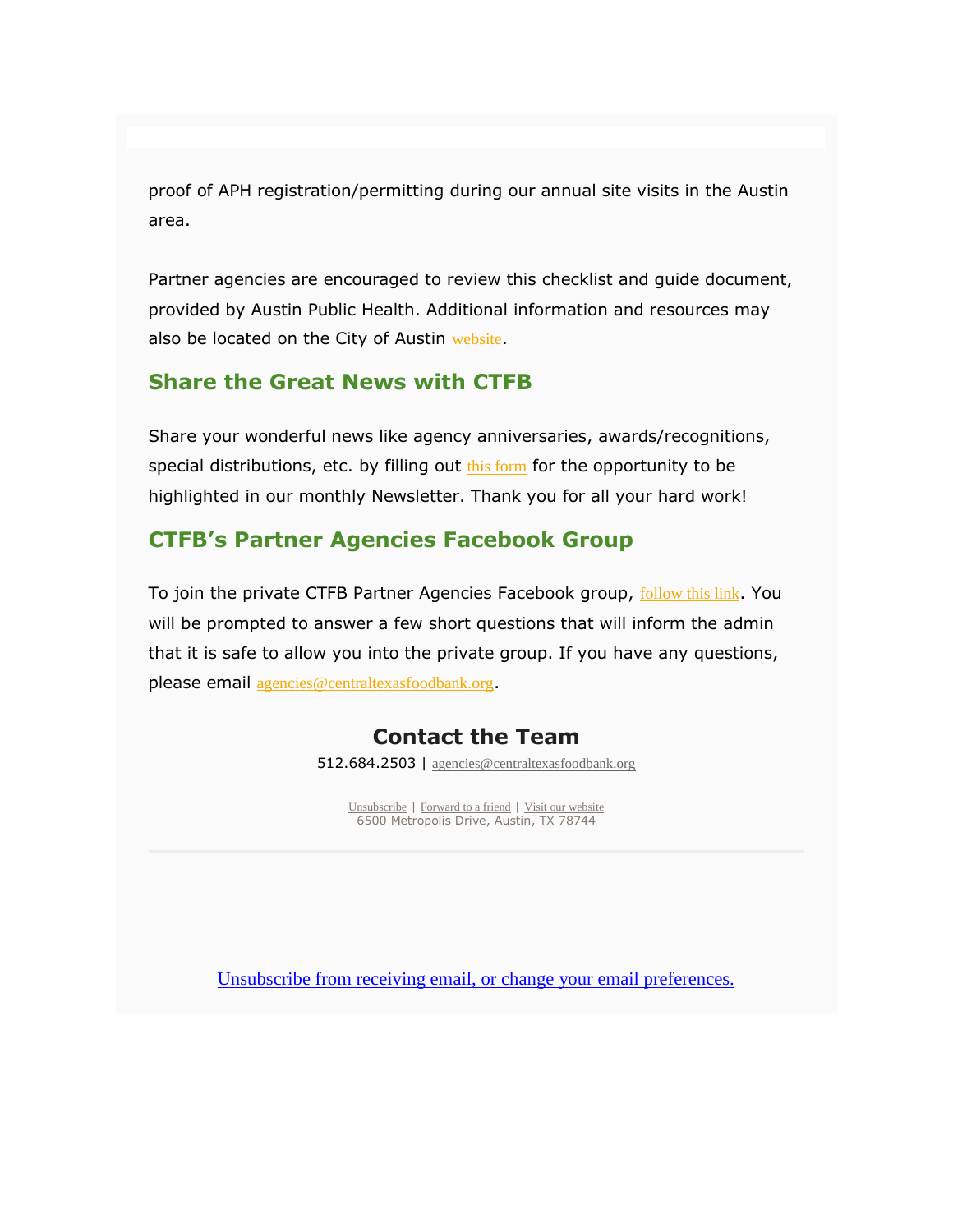proof of APH registration/permitting during our annual site visits in the Austin area.

Partner agencies are encouraged to review this checklist and guide document, provided by Austin Public Health. Additional information and resources may also be located on the City of Austin website.

## Share the Great News with CTFB

Share your wonderful news like agency anniversaries, awards/recognitions, special distributions, etc. by filling out this form for the opportunity to be highlighted in our monthly Newsletter. Thank you for all your hard work!

## CTFB's Partner Agencies Facebook Group

To join the private CTFB Partner Agencies Facebook group, follow this link. You will be prompted to answer a few short questions that will inform the admin that it is safe to allow you into the private group. If you have any questions, please email agencies@centraltexasfoodbank.org.

## Contact the Team

512.684.2503 | agencies@centraltexasfoodbank.org

Unsubscribe | Forward to a friend | Visit our website
6500 Metropolis Drive, Austin, TX 78744

---

Unsubscribe from receiving email, or change your email preferences.